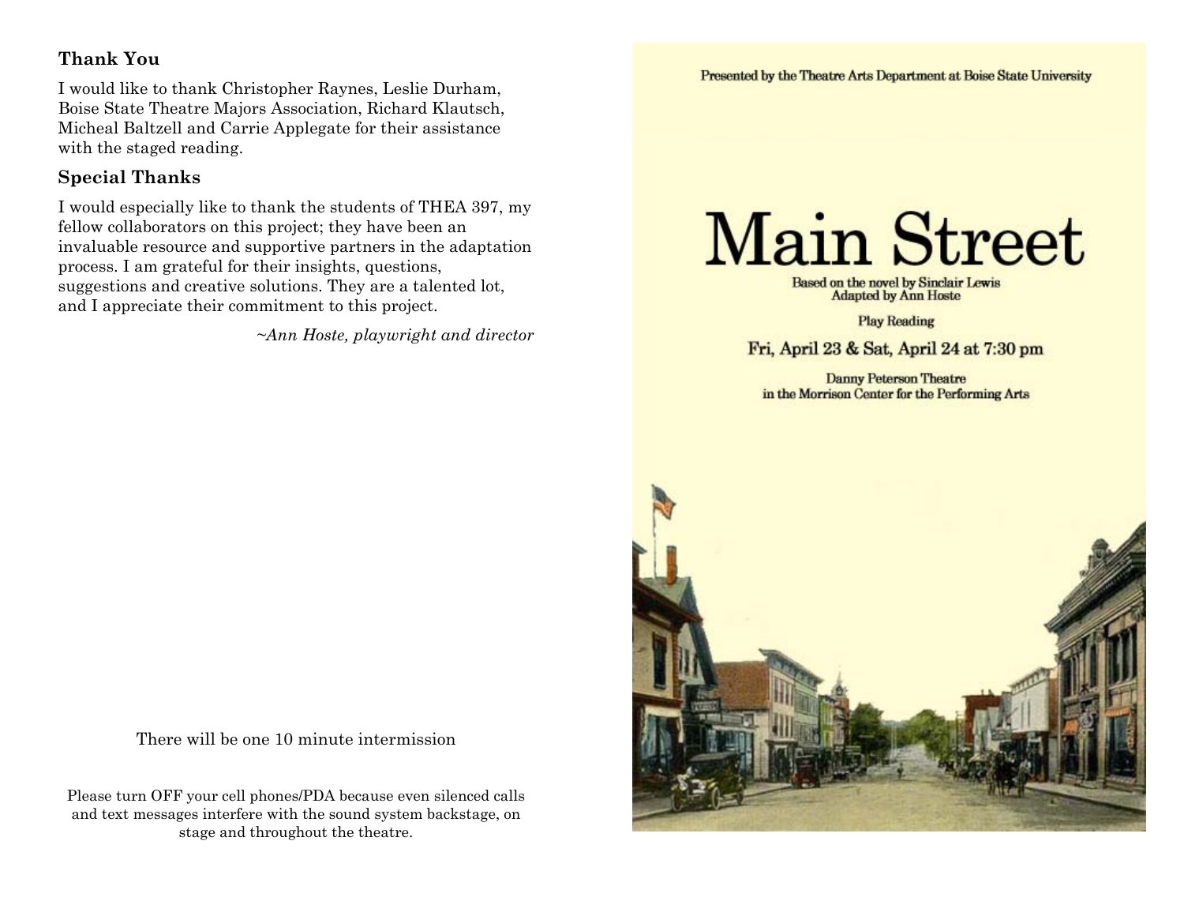## Thank You

I would like to thank Christopher Raynes, Leslie Durham, Boise State Theatre Majors Association, Richard Klautsch, Micheal Baltzell and Carrie Applegate for their assistance with the staged reading.

## Special Thanks

I would especially like to thank the students of THEA 397, my fellow collaborators on this project; they have been an invaluable resource and supportive partners in the adaptation process. I am grateful for their insights, questions, suggestions and creative solutions. They are a talented lot, and I appreciate their commitment to this project.

*~Ann Hoste, playwright and director*

There will be one 10 minute intermission

Please turn OFF your cell phones/PDA because even silenced calls and text messages interfere with the sound system backstage, on stage and throughout the theatre.

Presented by the Theatre Arts Department at Boise State University

# Main Street

Based on the novel by Sinclair Lewis
Adapted by Ann Hoste

Play Reading

Fri, April 23 & Sat, April 24 at 7:30 pm

Danny Peterson Theatre
in the Morrison Center for the Performing Arts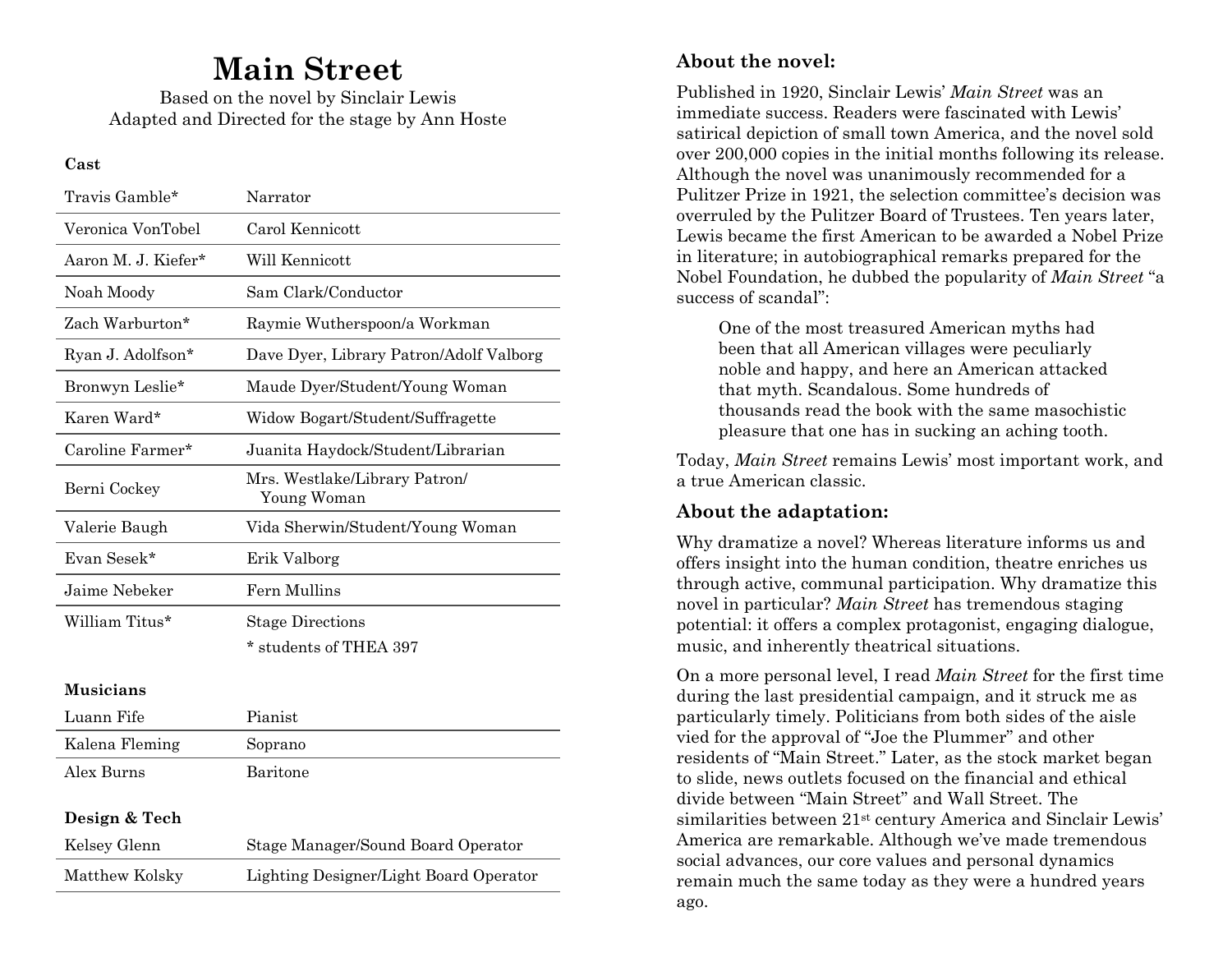# Main Street

Based on the novel by Sinclair Lewis
Adapted and Directed for the stage by Ann Hoste

**Cast**

| | |
|---|---|
| Travis Gamble* | Narrator |
| Veronica VonTobel | Carol Kennicott |
| Aaron M. J. Kiefer* | Will Kennicott |
| Noah Moody | Sam Clark/Conductor |
| Zach Warburton* | Raymie Wutherspoon/a Workman |
| Ryan J. Adolfson* | Dave Dyer, Library Patron/Adolf Valborg |
| Bronwyn Leslie* | Maude Dyer/Student/Young Woman |
| Karen Ward* | Widow Bogart/Student/Suffragette |
| Caroline Farmer* | Juanita Haydock/Student/Librarian |
| Berni Cockey | Mrs. Westlake/Library Patron/ Young Woman |
| Valerie Baugh | Vida Sherwin/Student/Young Woman |
| Evan Sesek* | Erik Valborg |
| Jaime Nebeker | Fern Mullins |
| William Titus* | Stage Directions |
| | * students of THEA 397 |

**Musicians**

| | |
|---|---|
| Luann Fife | Pianist |
| Kalena Fleming | Soprano |
| Alex Burns | Baritone |

**Design & Tech**

| | |
|---|---|
| Kelsey Glenn | Stage Manager/Sound Board Operator |
| Matthew Kolsky | Lighting Designer/Light Board Operator |

### About the novel:

Published in 1920, Sinclair Lewis' *Main Street* was an immediate success. Readers were fascinated with Lewis' satirical depiction of small town America, and the novel sold over 200,000 copies in the initial months following its release. Although the novel was unanimously recommended for a Pulitzer Prize in 1921, the selection committee's decision was overruled by the Pulitzer Board of Trustees. Ten years later, Lewis became the first American to be awarded a Nobel Prize in literature; in autobiographical remarks prepared for the Nobel Foundation, he dubbed the popularity of *Main Street* "a success of scandal":

> One of the most treasured American myths had been that all American villages were peculiarly noble and happy, and here an American attacked that myth. Scandalous. Some hundreds of thousands read the book with the same masochistic pleasure that one has in sucking an aching tooth.

Today, *Main Street* remains Lewis' most important work, and a true American classic.

### About the adaptation:

Why dramatize a novel? Whereas literature informs us and offers insight into the human condition, theatre enriches us through active, communal participation. Why dramatize this novel in particular? *Main Street* has tremendous staging potential: it offers a complex protagonist, engaging dialogue, music, and inherently theatrical situations.

On a more personal level, I read *Main Street* for the first time during the last presidential campaign, and it struck me as particularly timely. Politicians from both sides of the aisle vied for the approval of "Joe the Plummer" and other residents of "Main Street." Later, as the stock market began to slide, news outlets focused on the financial and ethical divide between "Main Street" and Wall Street. The similarities between 21st century America and Sinclair Lewis' America are remarkable. Although we've made tremendous social advances, our core values and personal dynamics remain much the same today as they were a hundred years ago.